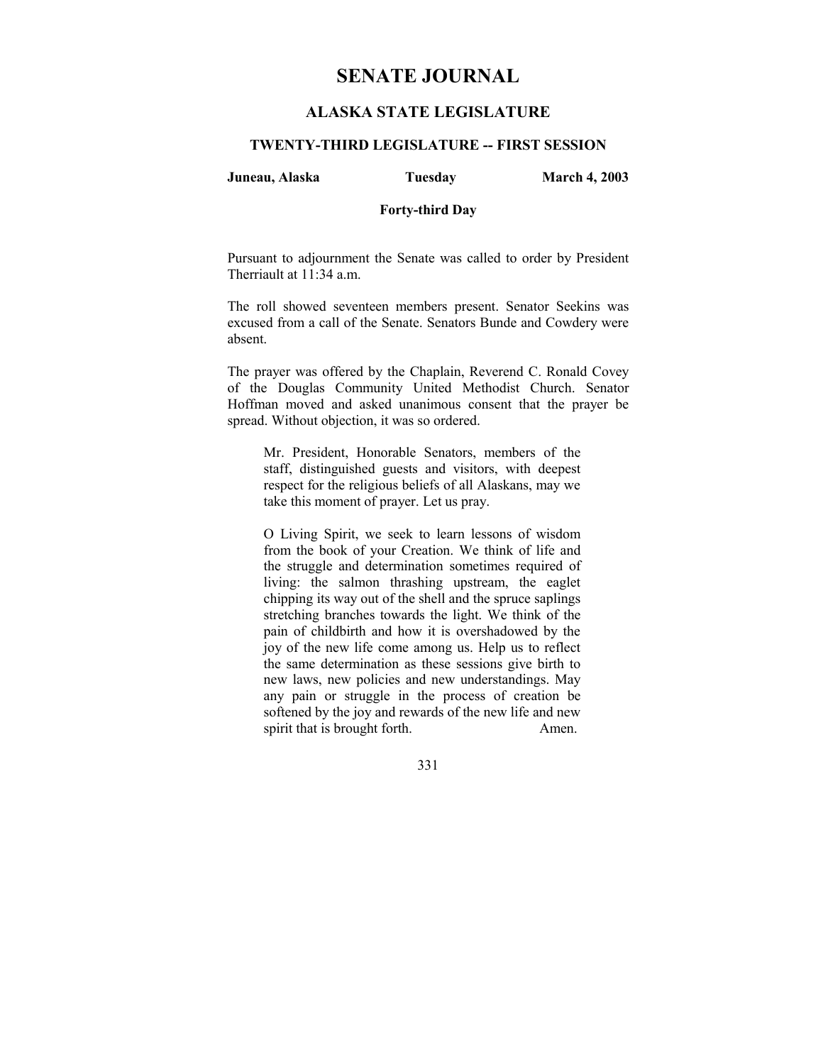# SENATE JOURNAL

## ALASKA STATE LEGISLATURE

### TWENTY-THIRD LEGISLATURE -- FIRST SESSION

**Juneau, Alaska** **Tuesday** **March 4, 2003**

**Forty-third Day**

Pursuant to adjournment the Senate was called to order by President Therriault at 11:34 a.m.

The roll showed seventeen members present. Senator Seekins was excused from a call of the Senate. Senators Bunde and Cowdery were absent.

The prayer was offered by the Chaplain, Reverend C. Ronald Covey of the Douglas Community United Methodist Church. Senator Hoffman moved and asked unanimous consent that the prayer be spread. Without objection, it was so ordered.

> Mr. President, Honorable Senators, members of the staff, distinguished guests and visitors, with deepest respect for the religious beliefs of all Alaskans, may we take this moment of prayer. Let us pray.
>
> O Living Spirit, we seek to learn lessons of wisdom from the book of your Creation. We think of life and the struggle and determination sometimes required of living: the salmon thrashing upstream, the eaglet chipping its way out of the shell and the spruce saplings stretching branches towards the light. We think of the pain of childbirth and how it is overshadowed by the joy of the new life come among us. Help us to reflect the same determination as these sessions give birth to new laws, new policies and new understandings. May any pain or struggle in the process of creation be softened by the joy and rewards of the new life and new spirit that is brought forth. Amen.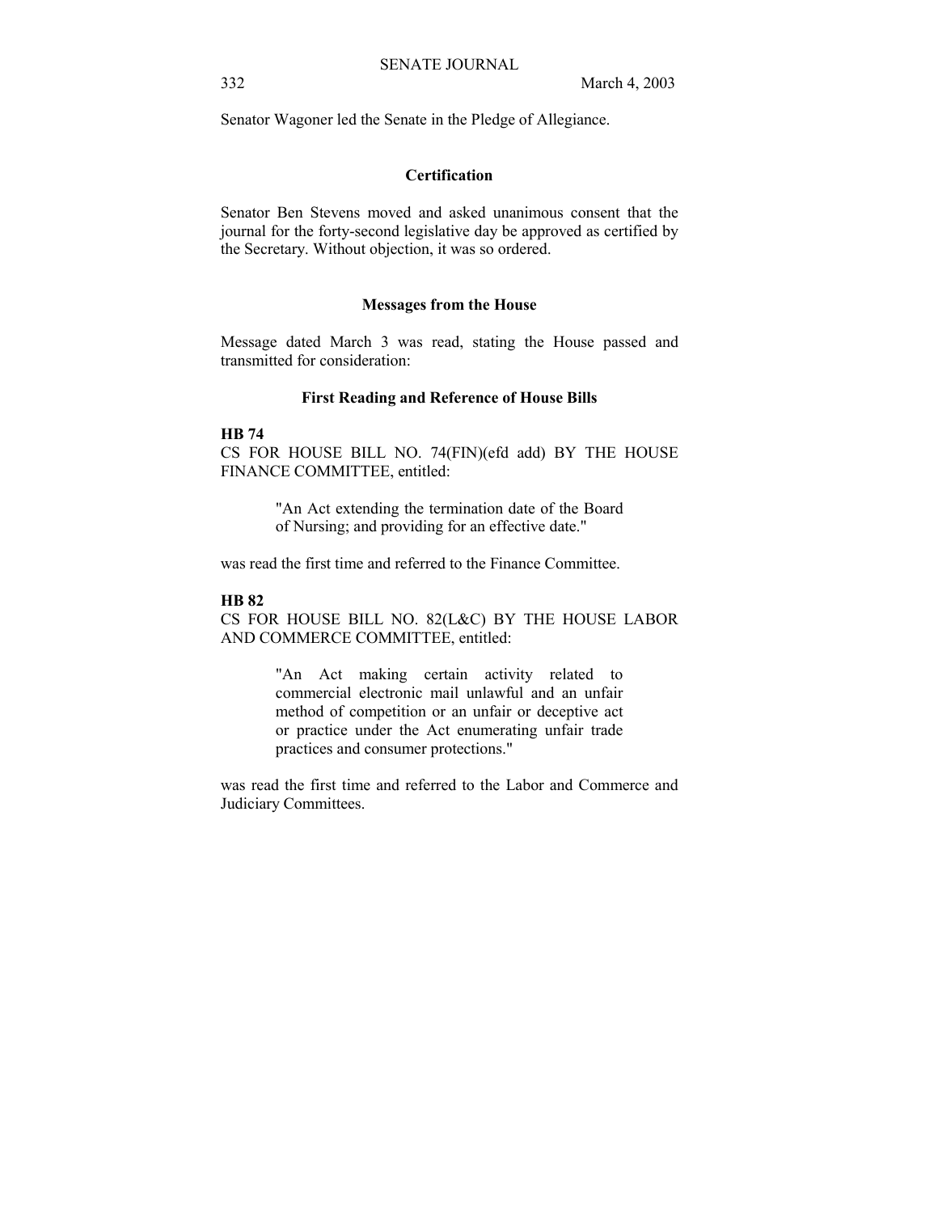Senator Wagoner led the Senate in the Pledge of Allegiance.

## Certification

Senator Ben Stevens moved and asked unanimous consent that the journal for the forty-second legislative day be approved as certified by the Secretary. Without objection, it was so ordered.

## Messages from the House

Message dated March 3 was read, stating the House passed and transmitted for consideration:

### First Reading and Reference of House Bills

**HB 74**

CS FOR HOUSE BILL NO. 74(FIN)(efd add) BY THE HOUSE FINANCE COMMITTEE, entitled:

> "An Act extending the termination date of the Board of Nursing; and providing for an effective date."

was read the first time and referred to the Finance Committee.

**HB 82**

CS FOR HOUSE BILL NO. 82(L&C) BY THE HOUSE LABOR AND COMMERCE COMMITTEE, entitled:

> "An Act making certain activity related to commercial electronic mail unlawful and an unfair method of competition or an unfair or deceptive act or practice under the Act enumerating unfair trade practices and consumer protections."

was read the first time and referred to the Labor and Commerce and Judiciary Committees.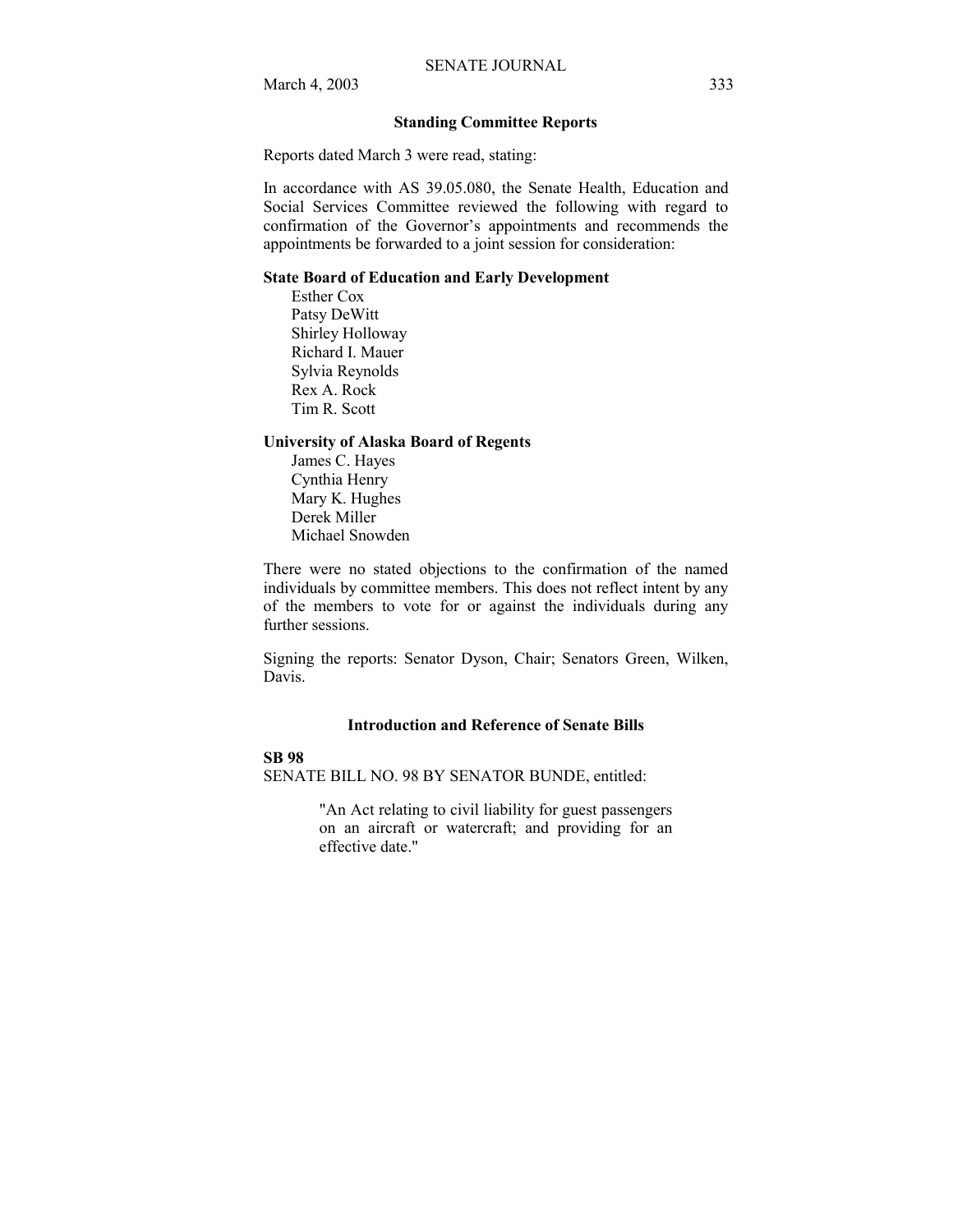## Standing Committee Reports

Reports dated March 3 were read, stating:

In accordance with AS 39.05.080, the Senate Health, Education and Social Services Committee reviewed the following with regard to confirmation of the Governor's appointments and recommends the appointments be forwarded to a joint session for consideration:

**State Board of Education and Early Development**

Esther Cox
Patsy DeWitt
Shirley Holloway
Richard I. Mauer
Sylvia Reynolds
Rex A. Rock
Tim R. Scott

**University of Alaska Board of Regents**

James C. Hayes
Cynthia Henry
Mary K. Hughes
Derek Miller
Michael Snowden

There were no stated objections to the confirmation of the named individuals by committee members. This does not reflect intent by any of the members to vote for or against the individuals during any further sessions.

Signing the reports: Senator Dyson, Chair; Senators Green, Wilken, Davis.

## Introduction and Reference of Senate Bills

**SB 98**

SENATE BILL NO. 98 BY SENATOR BUNDE, entitled:

> "An Act relating to civil liability for guest passengers on an aircraft or watercraft; and providing for an effective date."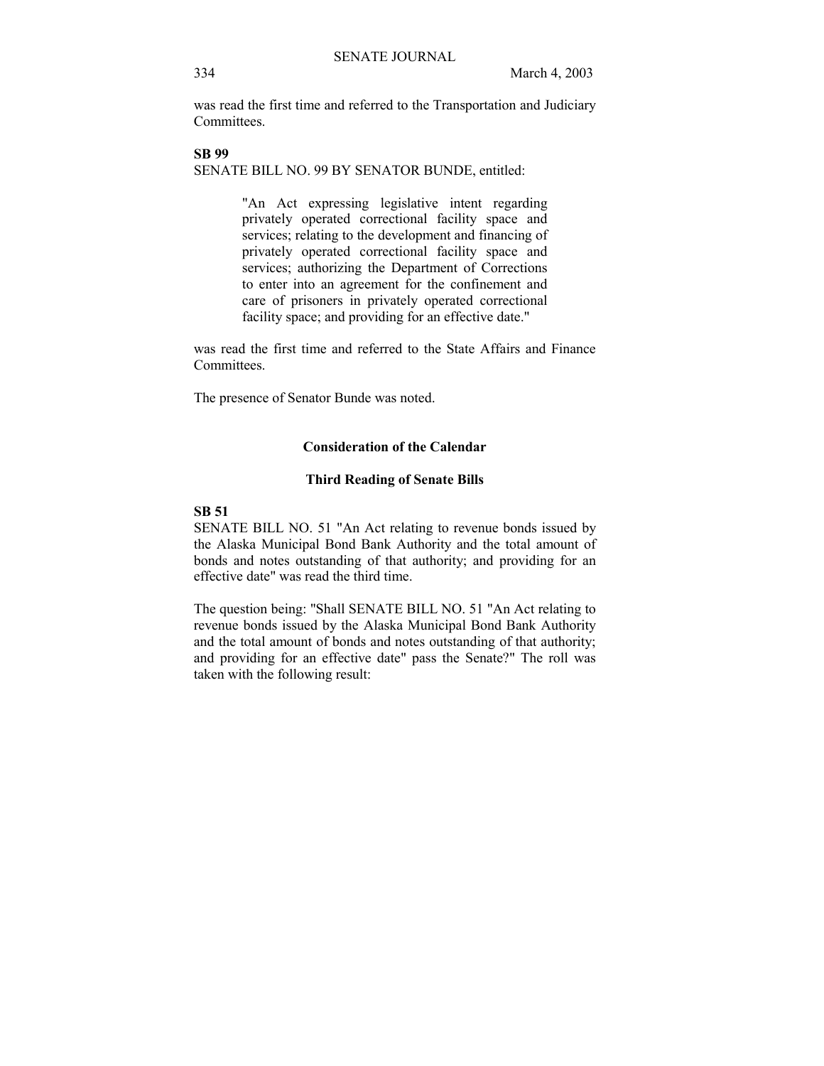was read the first time and referred to the Transportation and Judiciary Committees.

**SB 99**

SENATE BILL NO. 99 BY SENATOR BUNDE, entitled:

> "An Act expressing legislative intent regarding privately operated correctional facility space and services; relating to the development and financing of privately operated correctional facility space and services; authorizing the Department of Corrections to enter into an agreement for the confinement and care of prisoners in privately operated correctional facility space; and providing for an effective date."

was read the first time and referred to the State Affairs and Finance Committees.

The presence of Senator Bunde was noted.

**Consideration of the Calendar**

**Third Reading of Senate Bills**

**SB 51**

SENATE BILL NO. 51 "An Act relating to revenue bonds issued by the Alaska Municipal Bond Bank Authority and the total amount of bonds and notes outstanding of that authority; and providing for an effective date" was read the third time.

The question being: "Shall SENATE BILL NO. 51 "An Act relating to revenue bonds issued by the Alaska Municipal Bond Bank Authority and the total amount of bonds and notes outstanding of that authority; and providing for an effective date" pass the Senate?" The roll was taken with the following result: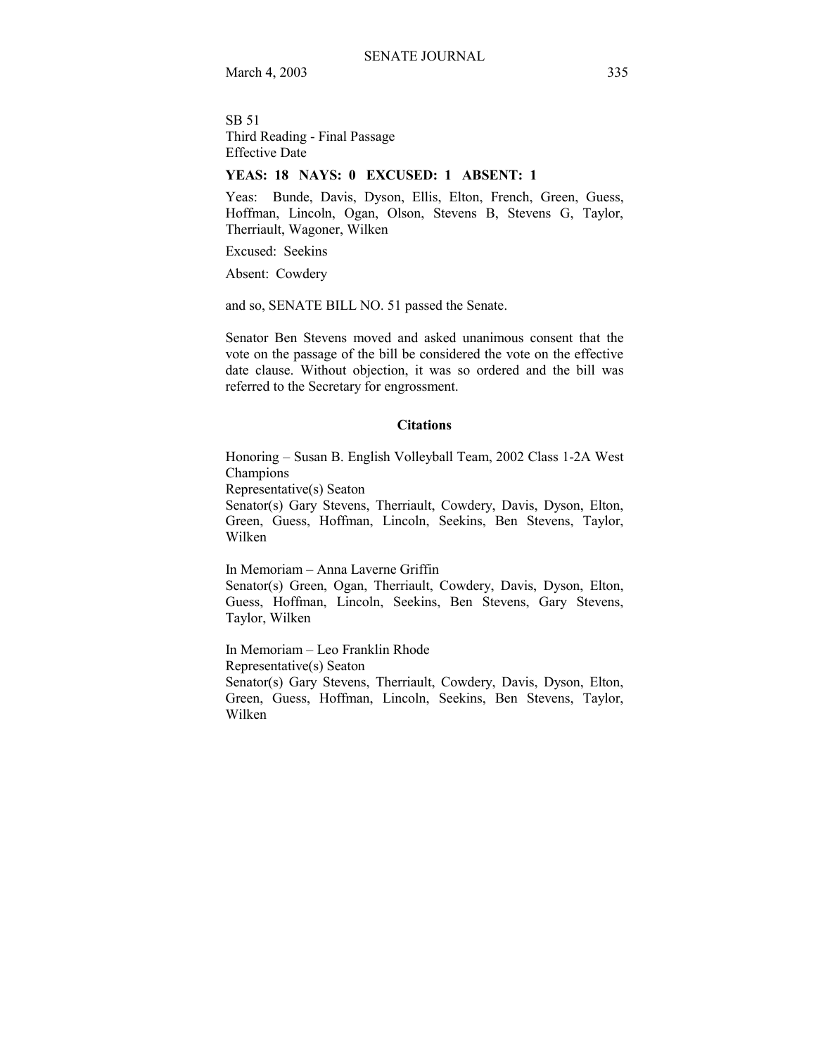SB 51
Third Reading - Final Passage
Effective Date

**YEAS: 18 NAYS: 0 EXCUSED: 1 ABSENT: 1**

Yeas: Bunde, Davis, Dyson, Ellis, Elton, French, Green, Guess, Hoffman, Lincoln, Ogan, Olson, Stevens B, Stevens G, Taylor, Therriault, Wagoner, Wilken

Excused: Seekins

Absent: Cowdery

and so, SENATE BILL NO. 51 passed the Senate.

Senator Ben Stevens moved and asked unanimous consent that the vote on the passage of the bill be considered the vote on the effective date clause. Without objection, it was so ordered and the bill was referred to the Secretary for engrossment.

## Citations

Honoring – Susan B. English Volleyball Team, 2002 Class 1-2A West Champions
Representative(s) Seaton
Senator(s) Gary Stevens, Therriault, Cowdery, Davis, Dyson, Elton, Green, Guess, Hoffman, Lincoln, Seekins, Ben Stevens, Taylor, Wilken

In Memoriam – Anna Laverne Griffin
Senator(s) Green, Ogan, Therriault, Cowdery, Davis, Dyson, Elton, Guess, Hoffman, Lincoln, Seekins, Ben Stevens, Gary Stevens, Taylor, Wilken

In Memoriam – Leo Franklin Rhode
Representative(s) Seaton
Senator(s) Gary Stevens, Therriault, Cowdery, Davis, Dyson, Elton, Green, Guess, Hoffman, Lincoln, Seekins, Ben Stevens, Taylor, Wilken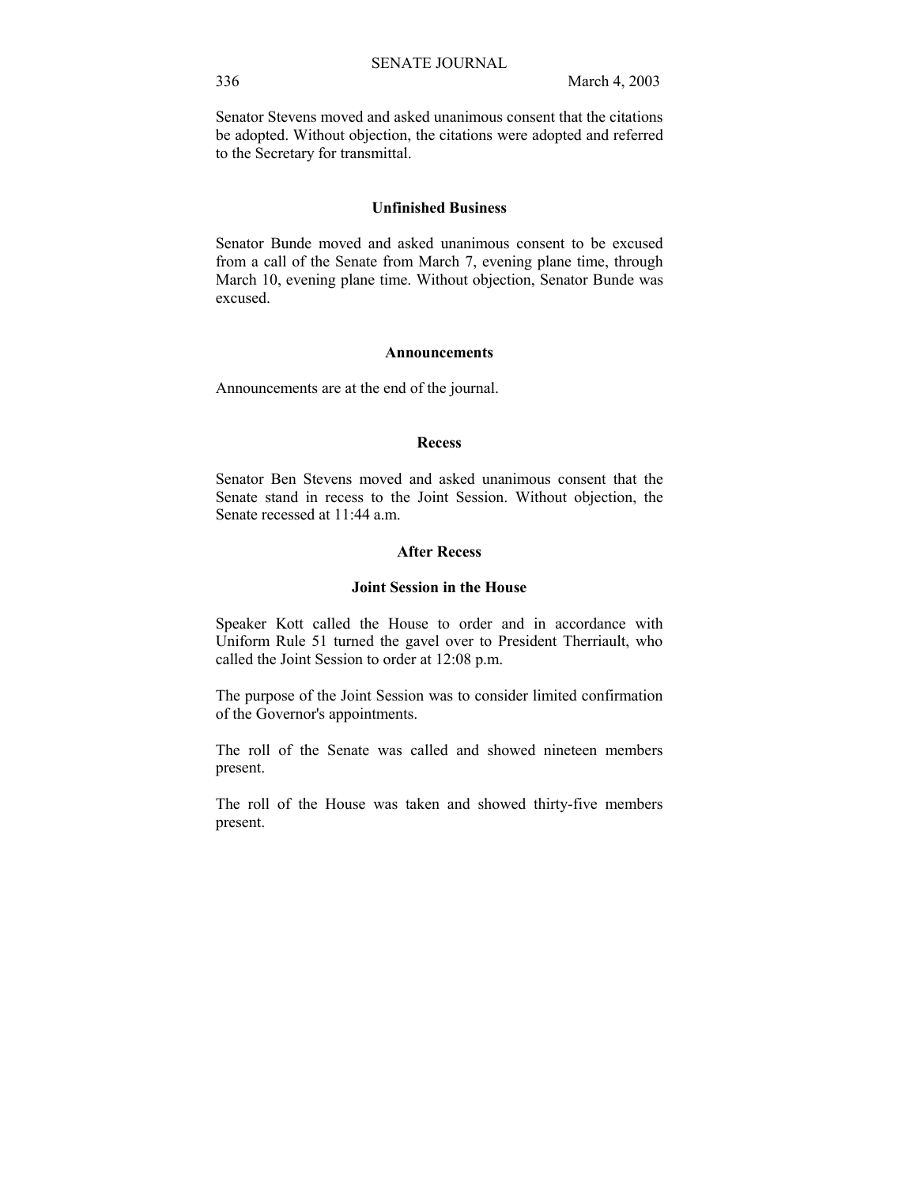Senator Stevens moved and asked unanimous consent that the citations be adopted. Without objection, the citations were adopted and referred to the Secretary for transmittal.

**Unfinished Business**

Senator Bunde moved and asked unanimous consent to be excused from a call of the Senate from March 7, evening plane time, through March 10, evening plane time. Without objection, Senator Bunde was excused.

**Announcements**

Announcements are at the end of the journal.

**Recess**

Senator Ben Stevens moved and asked unanimous consent that the Senate stand in recess to the Joint Session. Without objection, the Senate recessed at 11:44 a.m.

**After Recess**

**Joint Session in the House**

Speaker Kott called the House to order and in accordance with Uniform Rule 51 turned the gavel over to President Therriault, who called the Joint Session to order at 12:08 p.m.

The purpose of the Joint Session was to consider limited confirmation of the Governor's appointments.

The roll of the Senate was called and showed nineteen members present.

The roll of the House was taken and showed thirty-five members present.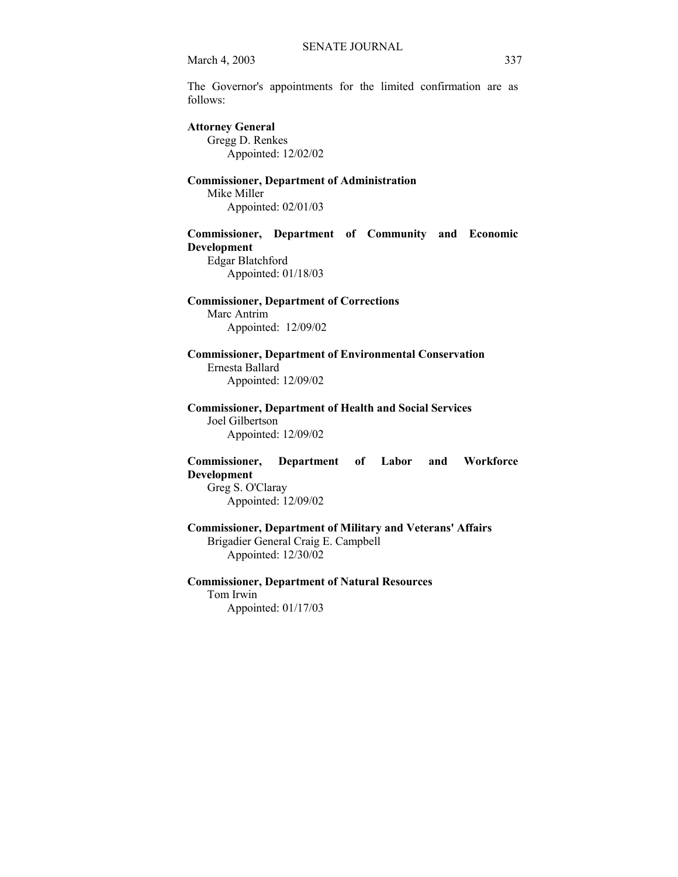The Governor's appointments for the limited confirmation are as follows:

**Attorney General**
Gregg D. Renkes
Appointed: 12/02/02

**Commissioner, Department of Administration**
Mike Miller
Appointed: 02/01/03

**Commissioner, Department of Community and Economic Development**
Edgar Blatchford
Appointed: 01/18/03

**Commissioner, Department of Corrections**
Marc Antrim
Appointed: 12/09/02

**Commissioner, Department of Environmental Conservation**
Ernesta Ballard
Appointed: 12/09/02

**Commissioner, Department of Health and Social Services**
Joel Gilbertson
Appointed: 12/09/02

**Commissioner, Department of Labor and Workforce Development**
Greg S. O'Claray
Appointed: 12/09/02

**Commissioner, Department of Military and Veterans' Affairs**
Brigadier General Craig E. Campbell
Appointed: 12/30/02

**Commissioner, Department of Natural Resources**
Tom Irwin
Appointed: 01/17/03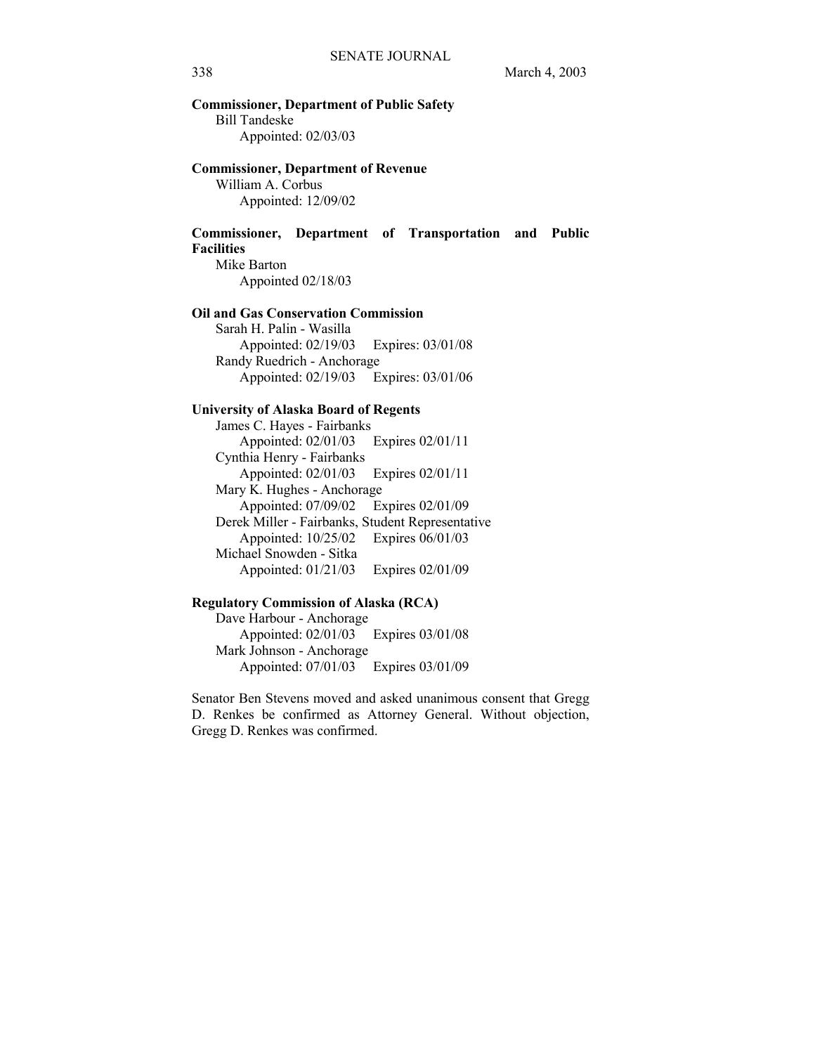**Commissioner, Department of Public Safety**
Bill Tandeske
Appointed: 02/03/03

**Commissioner, Department of Revenue**
William A. Corbus
Appointed: 12/09/02

**Commissioner, Department of Transportation and Public Facilities**
Mike Barton
Appointed 02/18/03

**Oil and Gas Conservation Commission**
Sarah H. Palin - Wasilla
Appointed: 02/19/03 Expires: 03/01/08
Randy Ruedrich - Anchorage
Appointed: 02/19/03 Expires: 03/01/06

**University of Alaska Board of Regents**
James C. Hayes - Fairbanks
Appointed: 02/01/03 Expires 02/01/11
Cynthia Henry - Fairbanks
Appointed: 02/01/03 Expires 02/01/11
Mary K. Hughes - Anchorage
Appointed: 07/09/02 Expires 02/01/09
Derek Miller - Fairbanks, Student Representative
Appointed: 10/25/02 Expires 06/01/03
Michael Snowden - Sitka
Appointed: 01/21/03 Expires 02/01/09

**Regulatory Commission of Alaska (RCA)**
Dave Harbour - Anchorage
Appointed: 02/01/03 Expires 03/01/08
Mark Johnson - Anchorage
Appointed: 07/01/03 Expires 03/01/09

Senator Ben Stevens moved and asked unanimous consent that Gregg D. Renkes be confirmed as Attorney General. Without objection, Gregg D. Renkes was confirmed.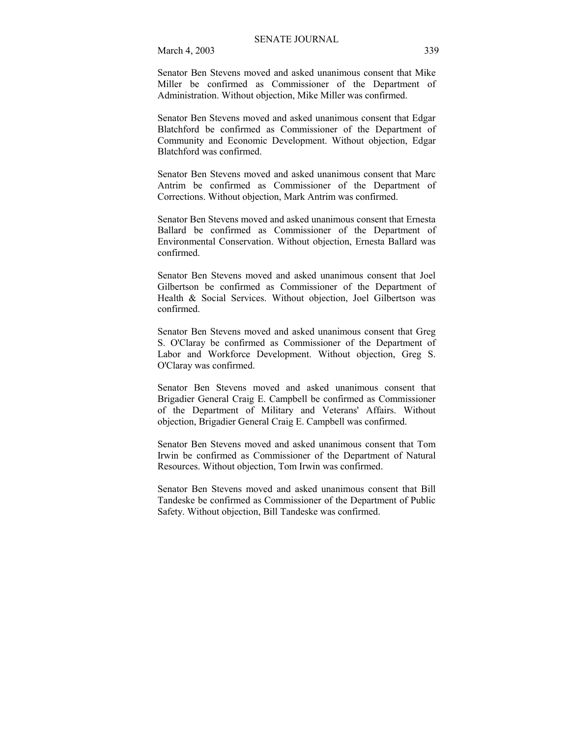Senator Ben Stevens moved and asked unanimous consent that Mike Miller be confirmed as Commissioner of the Department of Administration. Without objection, Mike Miller was confirmed.

Senator Ben Stevens moved and asked unanimous consent that Edgar Blatchford be confirmed as Commissioner of the Department of Community and Economic Development. Without objection, Edgar Blatchford was confirmed.

Senator Ben Stevens moved and asked unanimous consent that Marc Antrim be confirmed as Commissioner of the Department of Corrections. Without objection, Mark Antrim was confirmed.

Senator Ben Stevens moved and asked unanimous consent that Ernesta Ballard be confirmed as Commissioner of the Department of Environmental Conservation. Without objection, Ernesta Ballard was confirmed.

Senator Ben Stevens moved and asked unanimous consent that Joel Gilbertson be confirmed as Commissioner of the Department of Health & Social Services. Without objection, Joel Gilbertson was confirmed.

Senator Ben Stevens moved and asked unanimous consent that Greg S. O'Claray be confirmed as Commissioner of the Department of Labor and Workforce Development. Without objection, Greg S. O'Claray was confirmed.

Senator Ben Stevens moved and asked unanimous consent that Brigadier General Craig E. Campbell be confirmed as Commissioner of the Department of Military and Veterans' Affairs. Without objection, Brigadier General Craig E. Campbell was confirmed.

Senator Ben Stevens moved and asked unanimous consent that Tom Irwin be confirmed as Commissioner of the Department of Natural Resources. Without objection, Tom Irwin was confirmed.

Senator Ben Stevens moved and asked unanimous consent that Bill Tandeske be confirmed as Commissioner of the Department of Public Safety. Without objection, Bill Tandeske was confirmed.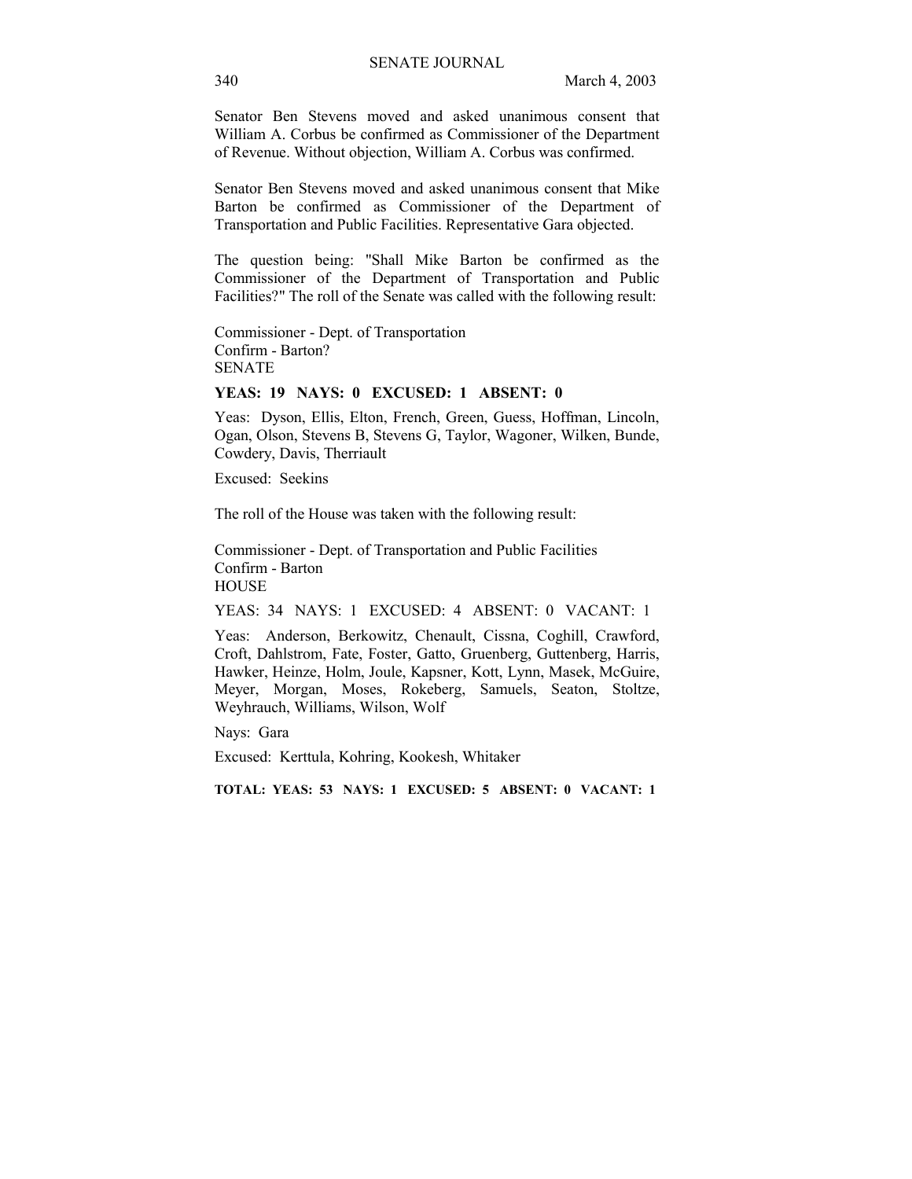Senator Ben Stevens moved and asked unanimous consent that William A. Corbus be confirmed as Commissioner of the Department of Revenue. Without objection, William A. Corbus was confirmed.

Senator Ben Stevens moved and asked unanimous consent that Mike Barton be confirmed as Commissioner of the Department of Transportation and Public Facilities. Representative Gara objected.

The question being: "Shall Mike Barton be confirmed as the Commissioner of the Department of Transportation and Public Facilities?" The roll of the Senate was called with the following result:

Commissioner - Dept. of Transportation
Confirm - Barton?
SENATE

**YEAS: 19 NAYS: 0 EXCUSED: 1 ABSENT: 0**

Yeas: Dyson, Ellis, Elton, French, Green, Guess, Hoffman, Lincoln, Ogan, Olson, Stevens B, Stevens G, Taylor, Wagoner, Wilken, Bunde, Cowdery, Davis, Therriault

Excused: Seekins

The roll of the House was taken with the following result:

Commissioner - Dept. of Transportation and Public Facilities
Confirm - Barton
HOUSE

YEAS: 34 NAYS: 1 EXCUSED: 4 ABSENT: 0 VACANT: 1

Yeas: Anderson, Berkowitz, Chenault, Cissna, Coghill, Crawford, Croft, Dahlstrom, Fate, Foster, Gatto, Gruenberg, Guttenberg, Harris, Hawker, Heinze, Holm, Joule, Kapsner, Kott, Lynn, Masek, McGuire, Meyer, Morgan, Moses, Rokeberg, Samuels, Seaton, Stoltze, Weyhrauch, Williams, Wilson, Wolf

Nays: Gara

Excused: Kerttula, Kohring, Kookesh, Whitaker

**TOTAL: YEAS: 53 NAYS: 1 EXCUSED: 5 ABSENT: 0 VACANT: 1**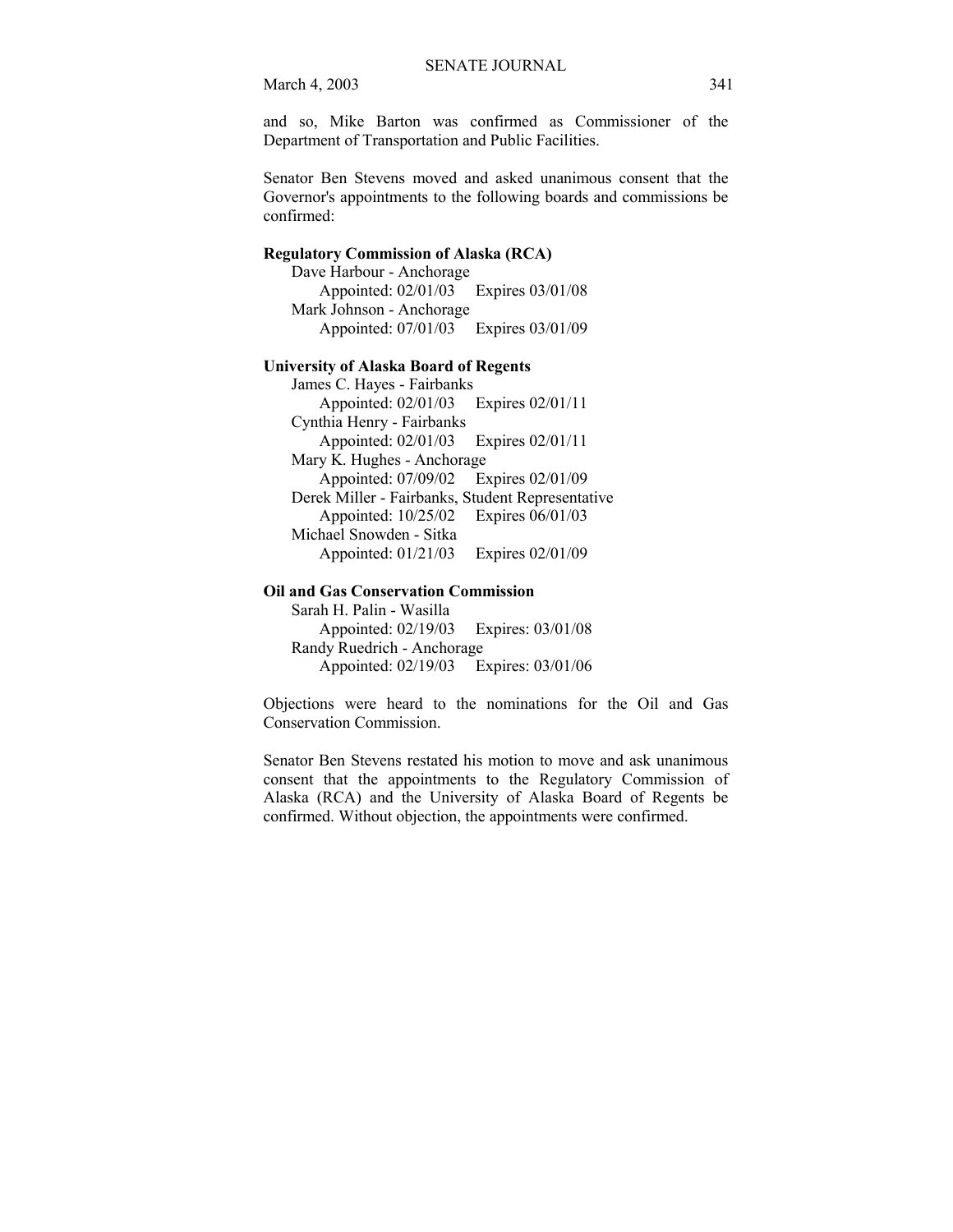and so, Mike Barton was confirmed as Commissioner of the Department of Transportation and Public Facilities.

Senator Ben Stevens moved and asked unanimous consent that the Governor's appointments to the following boards and commissions be confirmed:

**Regulatory Commission of Alaska (RCA)**

Dave Harbour - Anchorage
Appointed: 02/01/03 Expires 03/01/08
Mark Johnson - Anchorage
Appointed: 07/01/03 Expires 03/01/09

**University of Alaska Board of Regents**

James C. Hayes - Fairbanks
Appointed: 02/01/03 Expires 02/01/11
Cynthia Henry - Fairbanks
Appointed: 02/01/03 Expires 02/01/11
Mary K. Hughes - Anchorage
Appointed: 07/09/02 Expires 02/01/09
Derek Miller - Fairbanks, Student Representative
Appointed: 10/25/02 Expires 06/01/03
Michael Snowden - Sitka
Appointed: 01/21/03 Expires 02/01/09

**Oil and Gas Conservation Commission**

Sarah H. Palin - Wasilla
Appointed: 02/19/03 Expires: 03/01/08
Randy Ruedrich - Anchorage
Appointed: 02/19/03 Expires: 03/01/06

Objections were heard to the nominations for the Oil and Gas Conservation Commission.

Senator Ben Stevens restated his motion to move and ask unanimous consent that the appointments to the Regulatory Commission of Alaska (RCA) and the University of Alaska Board of Regents be confirmed. Without objection, the appointments were confirmed.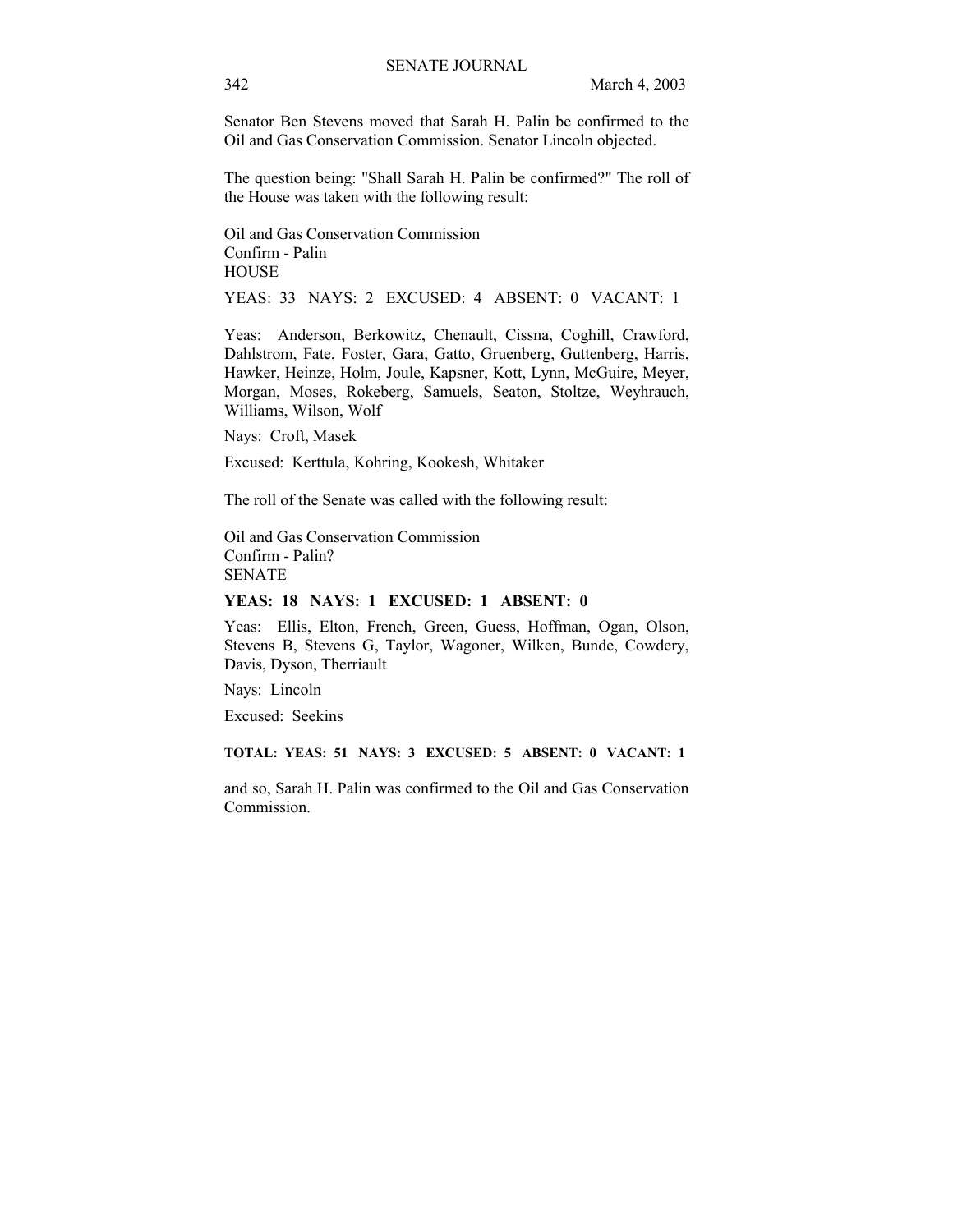Senator Ben Stevens moved that Sarah H. Palin be confirmed to the Oil and Gas Conservation Commission. Senator Lincoln objected.

The question being: "Shall Sarah H. Palin be confirmed?" The roll of the House was taken with the following result:

Oil and Gas Conservation Commission
Confirm - Palin
HOUSE

YEAS: 33 NAYS: 2 EXCUSED: 4 ABSENT: 0 VACANT: 1

Yeas: Anderson, Berkowitz, Chenault, Cissna, Coghill, Crawford, Dahlstrom, Fate, Foster, Gara, Gatto, Gruenberg, Guttenberg, Harris, Hawker, Heinze, Holm, Joule, Kapsner, Kott, Lynn, McGuire, Meyer, Morgan, Moses, Rokeberg, Samuels, Seaton, Stoltze, Weyhrauch, Williams, Wilson, Wolf

Nays: Croft, Masek

Excused: Kerttula, Kohring, Kookesh, Whitaker

The roll of the Senate was called with the following result:

Oil and Gas Conservation Commission
Confirm - Palin?
SENATE

**YEAS: 18 NAYS: 1 EXCUSED: 1 ABSENT: 0**

Yeas: Ellis, Elton, French, Green, Guess, Hoffman, Ogan, Olson, Stevens B, Stevens G, Taylor, Wagoner, Wilken, Bunde, Cowdery, Davis, Dyson, Therriault

Nays: Lincoln

Excused: Seekins

**TOTAL: YEAS: 51 NAYS: 3 EXCUSED: 5 ABSENT: 0 VACANT: 1**

and so, Sarah H. Palin was confirmed to the Oil and Gas Conservation Commission.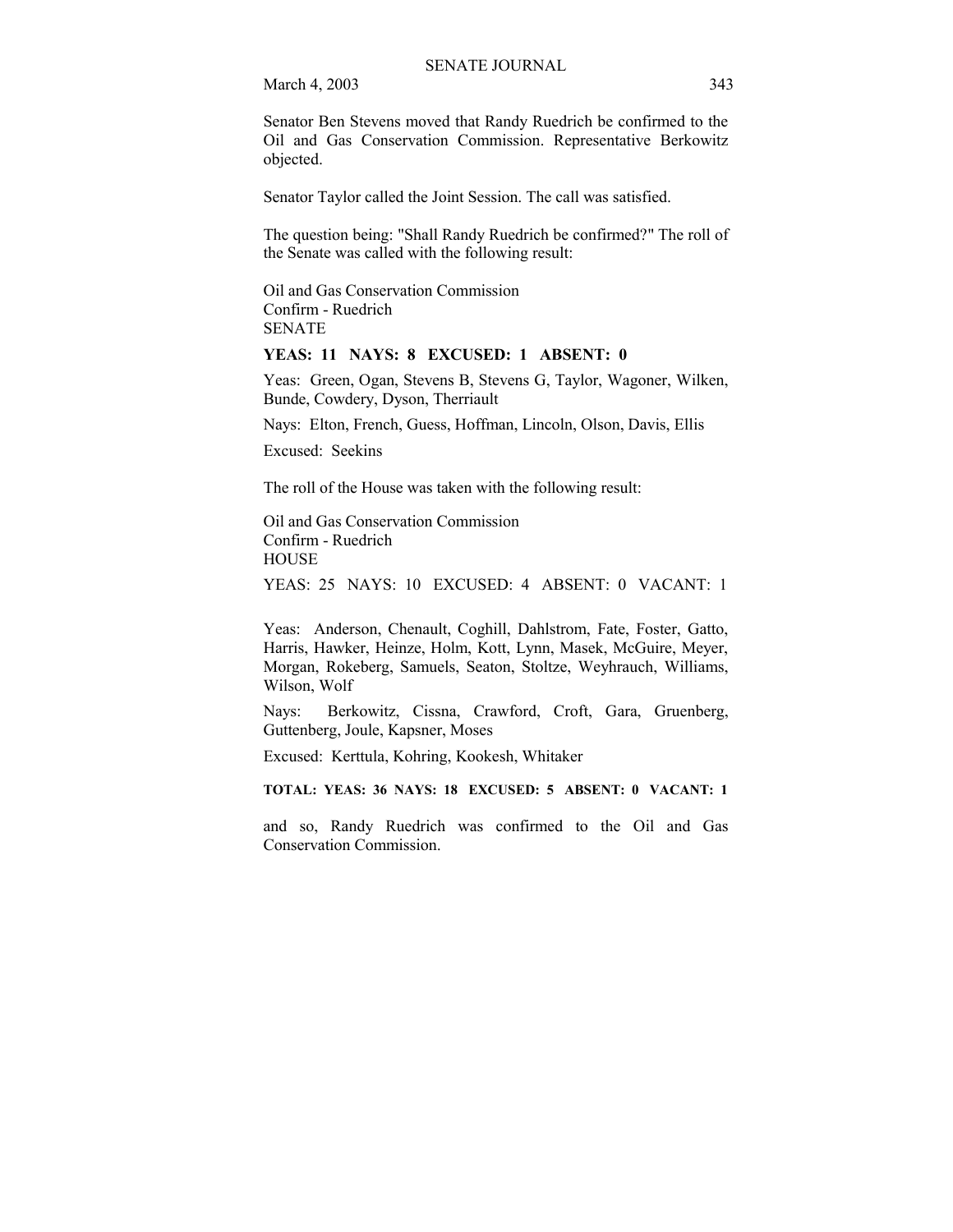Senator Ben Stevens moved that Randy Ruedrich be confirmed to the Oil and Gas Conservation Commission. Representative Berkowitz objected.

Senator Taylor called the Joint Session. The call was satisfied.

The question being: "Shall Randy Ruedrich be confirmed?" The roll of the Senate was called with the following result:

Oil and Gas Conservation Commission
Confirm - Ruedrich
SENATE

**YEAS: 11 NAYS: 8 EXCUSED: 1 ABSENT: 0**

Yeas: Green, Ogan, Stevens B, Stevens G, Taylor, Wagoner, Wilken, Bunde, Cowdery, Dyson, Therriault

Nays: Elton, French, Guess, Hoffman, Lincoln, Olson, Davis, Ellis

Excused: Seekins

The roll of the House was taken with the following result:

Oil and Gas Conservation Commission
Confirm - Ruedrich
HOUSE

YEAS: 25 NAYS: 10 EXCUSED: 4 ABSENT: 0 VACANT: 1

Yeas: Anderson, Chenault, Coghill, Dahlstrom, Fate, Foster, Gatto, Harris, Hawker, Heinze, Holm, Kott, Lynn, Masek, McGuire, Meyer, Morgan, Rokeberg, Samuels, Seaton, Stoltze, Weyhrauch, Williams, Wilson, Wolf

Nays: Berkowitz, Cissna, Crawford, Croft, Gara, Gruenberg, Guttenberg, Joule, Kapsner, Moses

Excused: Kerttula, Kohring, Kookesh, Whitaker

**TOTAL: YEAS: 36 NAYS: 18 EXCUSED: 5 ABSENT: 0 VACANT: 1**

and so, Randy Ruedrich was confirmed to the Oil and Gas Conservation Commission.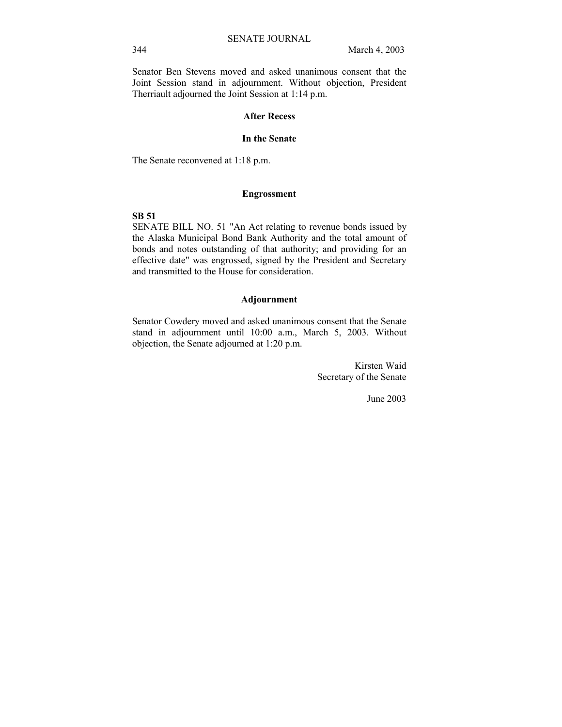Senator Ben Stevens moved and asked unanimous consent that the Joint Session stand in adjournment. Without objection, President Therriault adjourned the Joint Session at 1:14 p.m.

## After Recess

## In the Senate

The Senate reconvened at 1:18 p.m.

## Engrossment

**SB 51**
SENATE BILL NO. 51 "An Act relating to revenue bonds issued by the Alaska Municipal Bond Bank Authority and the total amount of bonds and notes outstanding of that authority; and providing for an effective date" was engrossed, signed by the President and Secretary and transmitted to the House for consideration.

## Adjournment

Senator Cowdery moved and asked unanimous consent that the Senate stand in adjournment until 10:00 a.m., March 5, 2003. Without objection, the Senate adjourned at 1:20 p.m.

Kirsten Waid
Secretary of the Senate

June 2003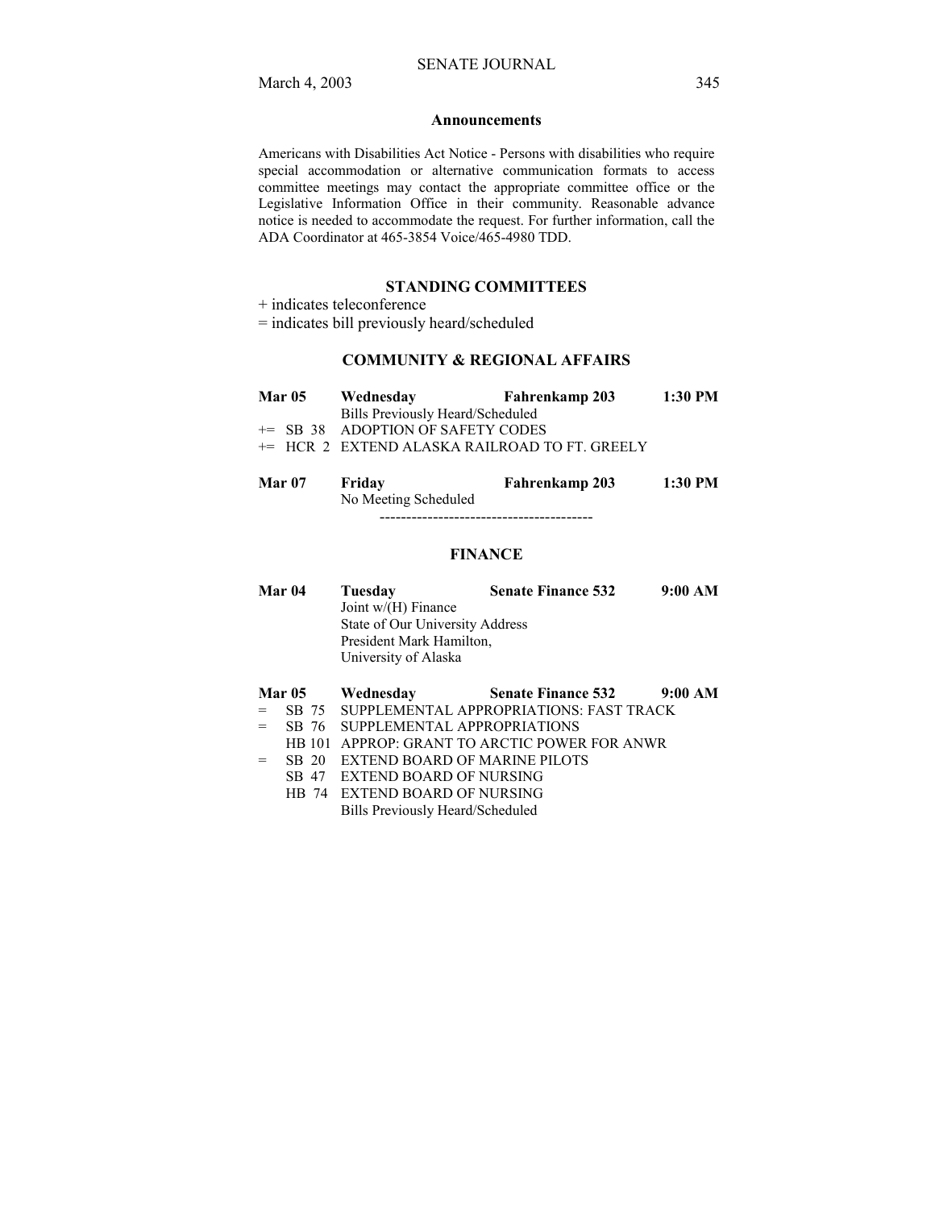## Announcements

Americans with Disabilities Act Notice - Persons with disabilities who require special accommodation or alternative communication formats to access committee meetings may contact the appropriate committee office or the Legislative Information Office in their community. Reasonable advance notice is needed to accommodate the request. For further information, call the ADA Coordinator at 465-3854 Voice/465-4980 TDD.

## STANDING COMMITTEES

+ indicates teleconference
= indicates bill previously heard/scheduled

### COMMUNITY & REGIONAL AFFAIRS

**Mar 05 Wednesday Fahrenkamp 203 1:30 PM**

Bills Previously Heard/Scheduled

+= SB 38 ADOPTION OF SAFETY CODES
+= HCR 2 EXTEND ALASKA RAILROAD TO FT. GREELY

**Mar 07 Friday Fahrenkamp 203 1:30 PM**

No Meeting Scheduled

----------------------------------------

### FINANCE

**Mar 04 Tuesday Senate Finance 532 9:00 AM**

Joint w/(H) Finance
State of Our University Address
President Mark Hamilton,
University of Alaska

**Mar 05 Wednesday Senate Finance 532 9:00 AM**

= SB 75 SUPPLEMENTAL APPROPRIATIONS: FAST TRACK
= SB 76 SUPPLEMENTAL APPROPRIATIONS
HB 101 APPROP: GRANT TO ARCTIC POWER FOR ANWR
= SB 20 EXTEND BOARD OF MARINE PILOTS
SB 47 EXTEND BOARD OF NURSING
HB 74 EXTEND BOARD OF NURSING
Bills Previously Heard/Scheduled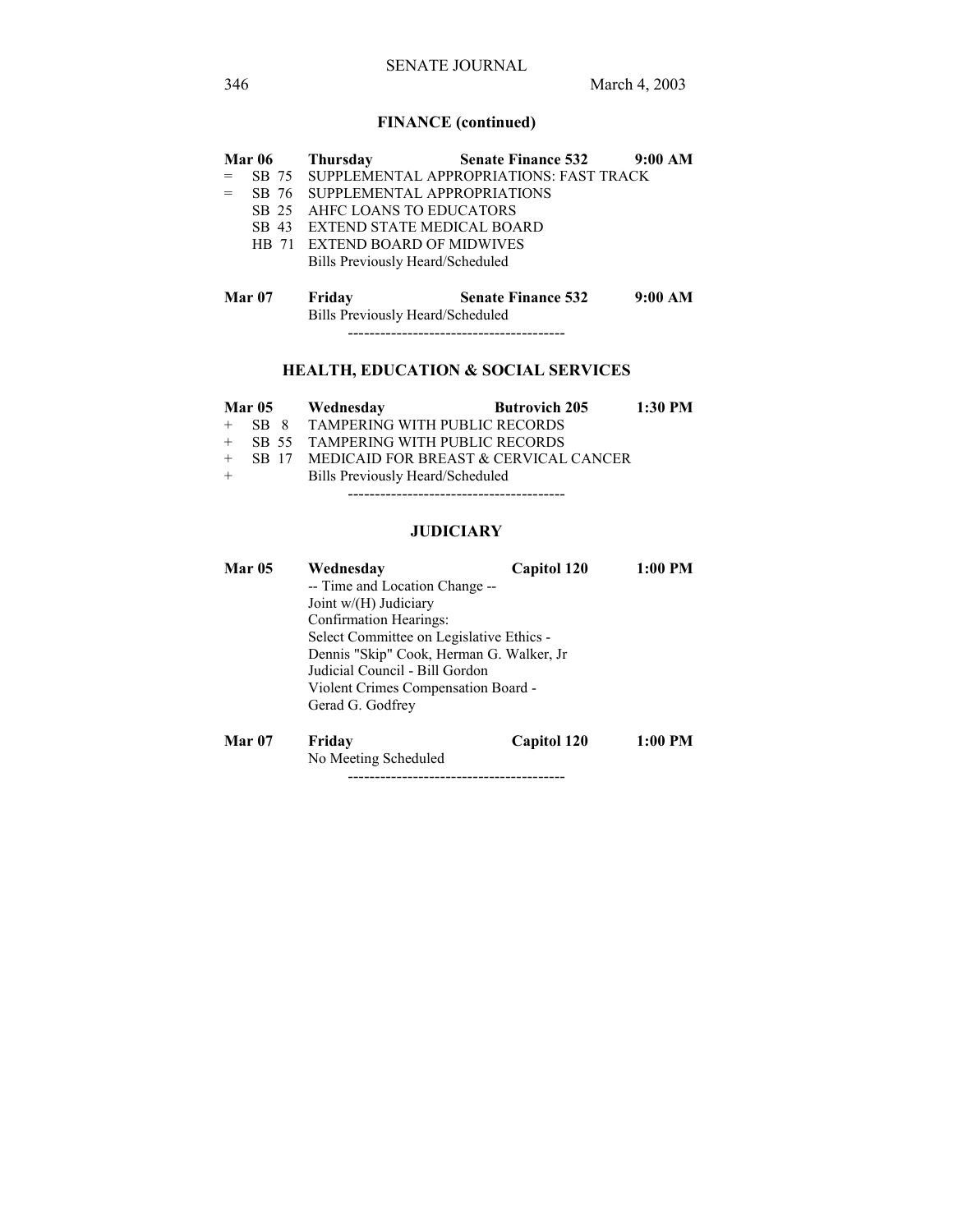## FINANCE (continued)

| | | | | |
|---|---|---|---|---|
| **Mar 06** | | **Thursday** | **Senate Finance 532** | **9:00 AM** |
| = | SB 75 | SUPPLEMENTAL APPROPRIATIONS: FAST TRACK | | |
| = | SB 76 | SUPPLEMENTAL APPROPRIATIONS | | |
| | SB 25 | AHFC LOANS TO EDUCATORS | | |
| | SB 43 | EXTEND STATE MEDICAL BOARD | | |
| | HB 71 | EXTEND BOARD OF MIDWIVES | | |
| | | Bills Previously Heard/Scheduled | | |

| | | | |
|---|---|---|---|
| **Mar 07** | **Friday** | **Senate Finance 532** | **9:00 AM** |
| | Bills Previously Heard/Scheduled | | |

----------------------------------------

## HEALTH, EDUCATION & SOCIAL SERVICES

| | | | | |
|---|---|---|---|---|
| **Mar 05** | | **Wednesday** | **Butrovich 205** | **1:30 PM** |
| + | SB 8 | TAMPERING WITH PUBLIC RECORDS | | |
| + | SB 55 | TAMPERING WITH PUBLIC RECORDS | | |
| + | SB 17 | MEDICAID FOR BREAST & CERVICAL CANCER | | |
| + | | Bills Previously Heard/Scheduled | | |

----------------------------------------

## JUDICIARY

**Mar 05** **Wednesday** **Capitol 120** **1:00 PM**

-- Time and Location Change --
Joint w/(H) Judiciary
Confirmation Hearings:
Select Committee on Legislative Ethics -
Dennis "Skip" Cook, Herman G. Walker, Jr
Judicial Council - Bill Gordon
Violent Crimes Compensation Board -
Gerad G. Godfrey

**Mar 07** **Friday** **Capitol 120** **1:00 PM**

No Meeting Scheduled

----------------------------------------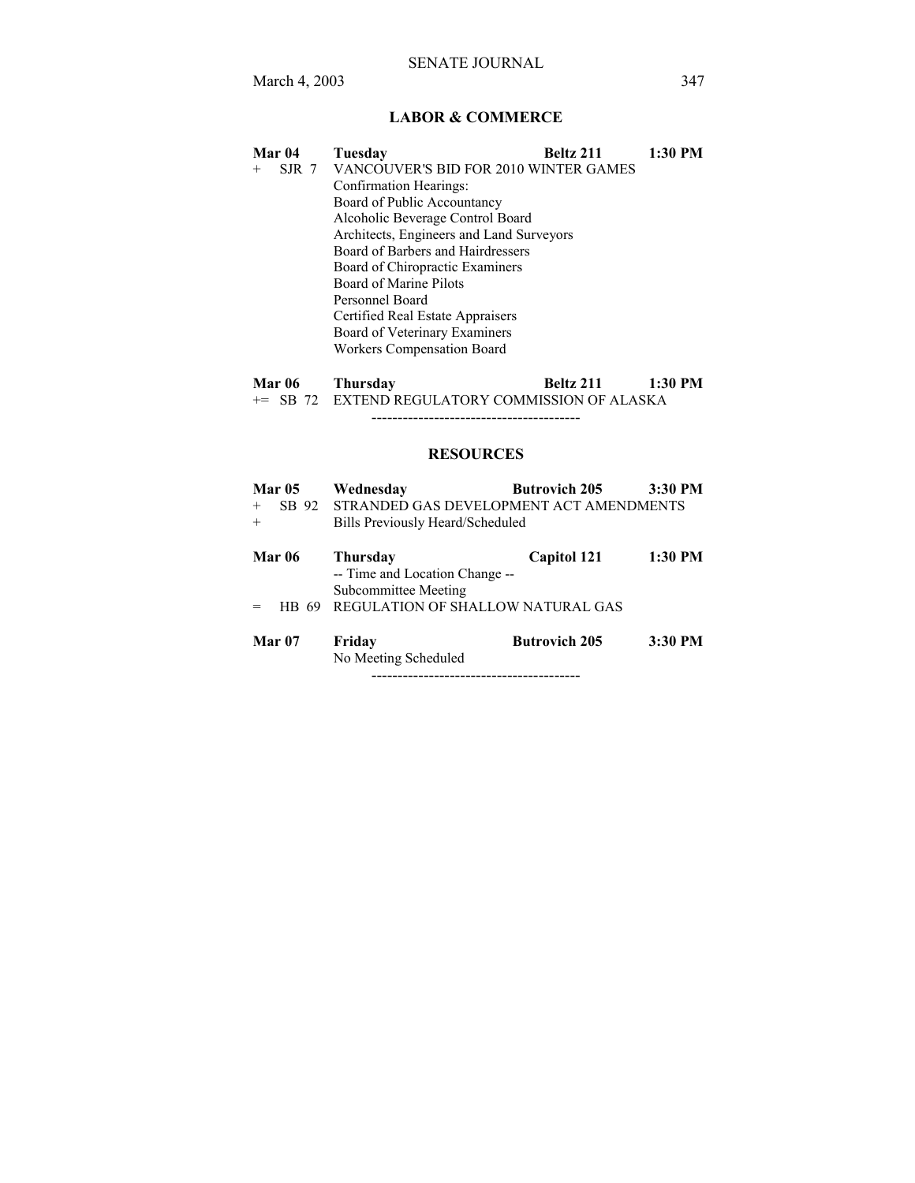## LABOR & COMMERCE

| | | | |
|---|---|---|---|
| **Mar 04** | **Tuesday** | **Beltz 211** | **1:30 PM** |
| + SJR 7 | VANCOUVER'S BID FOR 2010 WINTER GAMES | | |
| | Confirmation Hearings: | | |
| | Board of Public Accountancy | | |
| | Alcoholic Beverage Control Board | | |
| | Architects, Engineers and Land Surveyors | | |
| | Board of Barbers and Hairdressers | | |
| | Board of Chiropractic Examiners | | |
| | Board of Marine Pilots | | |
| | Personnel Board | | |
| | Certified Real Estate Appraisers | | |
| | Board of Veterinary Examiners | | |
| | Workers Compensation Board | | |

| | | | |
|---|---|---|---|
| **Mar 06** | **Thursday** | **Beltz 211** | **1:30 PM** |
| += SB 72 | EXTEND REGULATORY COMMISSION OF ALASKA | | |

----------------------------------------

## RESOURCES

| | | | |
|---|---|---|---|
| **Mar 05** | **Wednesday** | **Butrovich 205** | **3:30 PM** |
| + SB 92 | STRANDED GAS DEVELOPMENT ACT AMENDMENTS | | |
| + | Bills Previously Heard/Scheduled | | |

| | | | |
|---|---|---|---|
| **Mar 06** | **Thursday** | **Capitol 121** | **1:30 PM** |
| | -- Time and Location Change -- | | |
| | Subcommittee Meeting | | |
| = HB 69 | REGULATION OF SHALLOW NATURAL GAS | | |

| | | | |
|---|---|---|---|
| **Mar 07** | **Friday** | **Butrovich 205** | **3:30 PM** |
| | No Meeting Scheduled | | |

----------------------------------------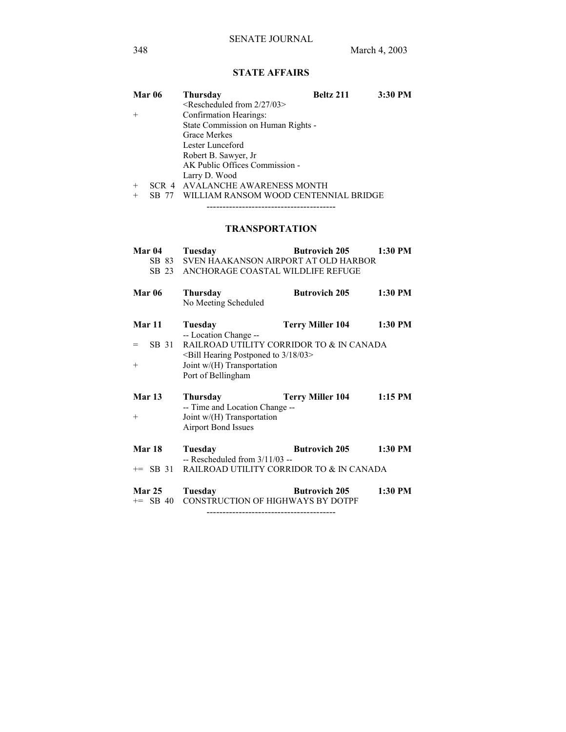## STATE AFFAIRS

| | | | | |
|---|---|---|---|---|
| **Mar 06** | | **Thursday** | **Beltz 211** | **3:30 PM** |
| | | <Rescheduled from 2/27/03> | | |
| + | | Confirmation Hearings: | | |
| | | State Commission on Human Rights - | | |
| | | Grace Merkes | | |
| | | Lester Lunceford | | |
| | | Robert B. Sawyer, Jr | | |
| | | AK Public Offices Commission - | | |
| | | Larry D. Wood | | |
| + | SCR 4 | AVALANCHE AWARENESS MONTH | | |
| + | SB 77 | WILLIAM RANSOM WOOD CENTENNIAL BRIDGE | | |

----------------------------------------

## TRANSPORTATION

| | | | | |
|---|---|---|---|---|
| **Mar 04** | | **Tuesday** | **Butrovich 205** | **1:30 PM** |
| | SB 83 | SVEN HAAKANSON AIRPORT AT OLD HARBOR | | |
| | SB 23 | ANCHORAGE COASTAL WILDLIFE REFUGE | | |
| | | | | |
| **Mar 06** | | **Thursday** | **Butrovich 205** | **1:30 PM** |
| | | No Meeting Scheduled | | |
| | | | | |
| **Mar 11** | | **Tuesday** | **Terry Miller 104** | **1:30 PM** |
| | | -- Location Change -- | | |
| = | SB 31 | RAILROAD UTILITY CORRIDOR TO & IN CANADA | | |
| | | <Bill Hearing Postponed to 3/18/03> | | |
| + | | Joint w/(H) Transportation | | |
| | | Port of Bellingham | | |
| | | | | |
| **Mar 13** | | **Thursday** | **Terry Miller 104** | **1:15 PM** |
| | | -- Time and Location Change -- | | |
| + | | Joint w/(H) Transportation | | |
| | | Airport Bond Issues | | |
| | | | | |
| **Mar 18** | | **Tuesday** | **Butrovich 205** | **1:30 PM** |
| | | -- Rescheduled from 3/11/03 -- | | |
| += | SB 31 | RAILROAD UTILITY CORRIDOR TO & IN CANADA | | |
| | | | | |
| **Mar 25** | | **Tuesday** | **Butrovich 205** | **1:30 PM** |
| += | SB 40 | CONSTRUCTION OF HIGHWAYS BY DOTPF | | |

----------------------------------------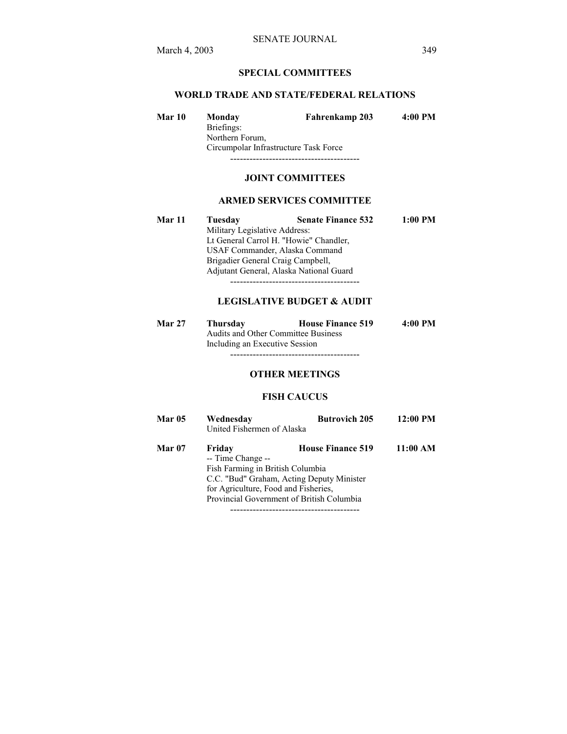## SPECIAL COMMITTEES

### WORLD TRADE AND STATE/FEDERAL RELATIONS

**Mar 10** **Monday** **Fahrenkamp 203** **4:00 PM**
Briefings:
Northern Forum,
Circumpolar Infrastructure Task Force

----------------------------------------

## JOINT COMMITTEES

### ARMED SERVICES COMMITTEE

**Mar 11** **Tuesday** **Senate Finance 532** **1:00 PM**
Military Legislative Address:
Lt General Carrol H. "Howie" Chandler,
USAF Commander, Alaska Command
Brigadier General Craig Campbell,
Adjutant General, Alaska National Guard

----------------------------------------

### LEGISLATIVE BUDGET & AUDIT

**Mar 27** **Thursday** **House Finance 519** **4:00 PM**
Audits and Other Committee Business
Including an Executive Session

----------------------------------------

## OTHER MEETINGS

### FISH CAUCUS

**Mar 05** **Wednesday** **Butrovich 205** **12:00 PM**
United Fishermen of Alaska

**Mar 07** **Friday** **House Finance 519** **11:00 AM**
-- Time Change --
Fish Farming in British Columbia
C.C. "Bud" Graham, Acting Deputy Minister
for Agriculture, Food and Fisheries,
Provincial Government of British Columbia

----------------------------------------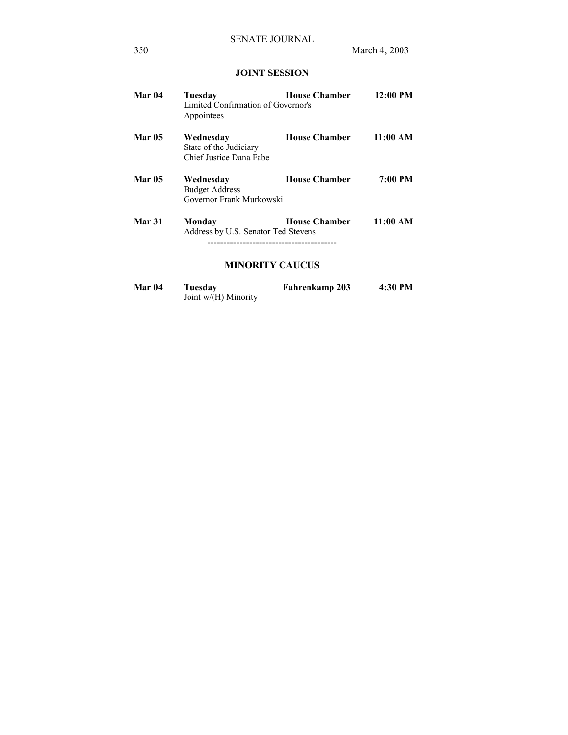## JOINT SESSION

| | | | |
|---|---|---|---|
| **Mar 04** | **Tuesday**<br>Limited Confirmation of Governor's Appointees | **House Chamber** | **12:00 PM** |
| **Mar 05** | **Wednesday**<br>State of the Judiciary<br>Chief Justice Dana Fabe | **House Chamber** | **11:00 AM** |
| **Mar 05** | **Wednesday**<br>Budget Address<br>Governor Frank Murkowski | **House Chamber** | **7:00 PM** |
| **Mar 31** | **Monday**<br>Address by U.S. Senator Ted Stevens | **House Chamber** | **11:00 AM** |

----------------------------------------

## MINORITY CAUCUS

| | | | |
|---|---|---|---|
| **Mar 04** | **Tuesday**<br>Joint w/(H) Minority | **Fahrenkamp 203** | **4:30 PM** |